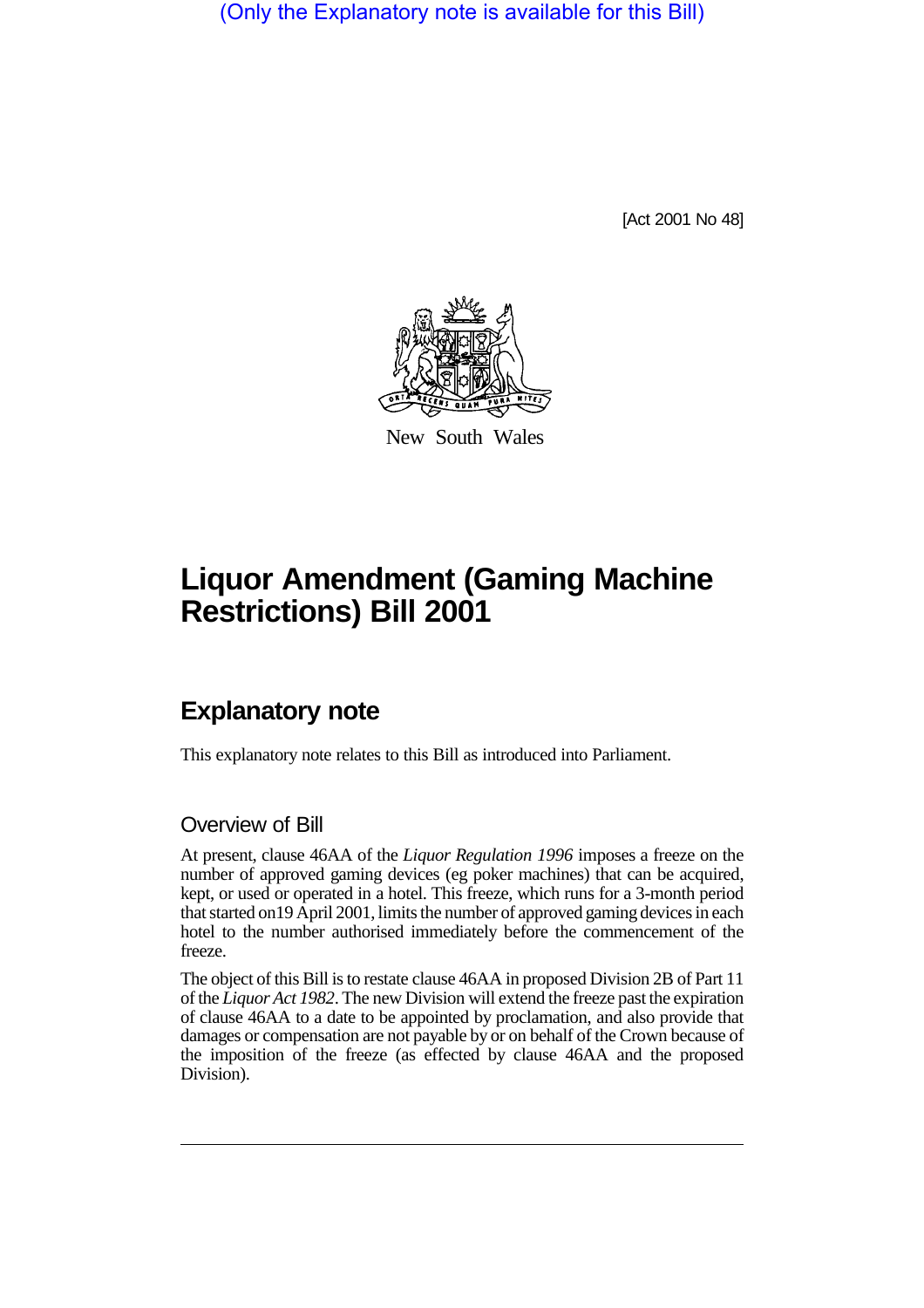(Only the Explanatory note is available for this Bill)

[Act 2001 No 48]

New South Wales

# Liquor Amendment (Gaming Machine Restrictions) Bill 2001

## Explanatory note

This explanatory note relates to this Bill as introduced into Parliament.

### Overview of Bill

At present, clause 46AA of the *Liquor Regulation 1996* imposes a freeze on the number of approved gaming devices (eg poker machines) that can be acquired, kept, or used or operated in a hotel. This freeze, which runs for a 3-month period that started on19 April 2001, limits the number of approved gaming devices in each hotel to the number authorised immediately before the commencement of the freeze.

The object of this Bill is to restate clause 46AA in proposed Division 2B of Part 11 of the *Liquor Act 1982*. The new Division will extend the freeze past the expiration of clause 46AA to a date to be appointed by proclamation, and also provide that damages or compensation are not payable by or on behalf of the Crown because of the imposition of the freeze (as effected by clause 46AA and the proposed Division).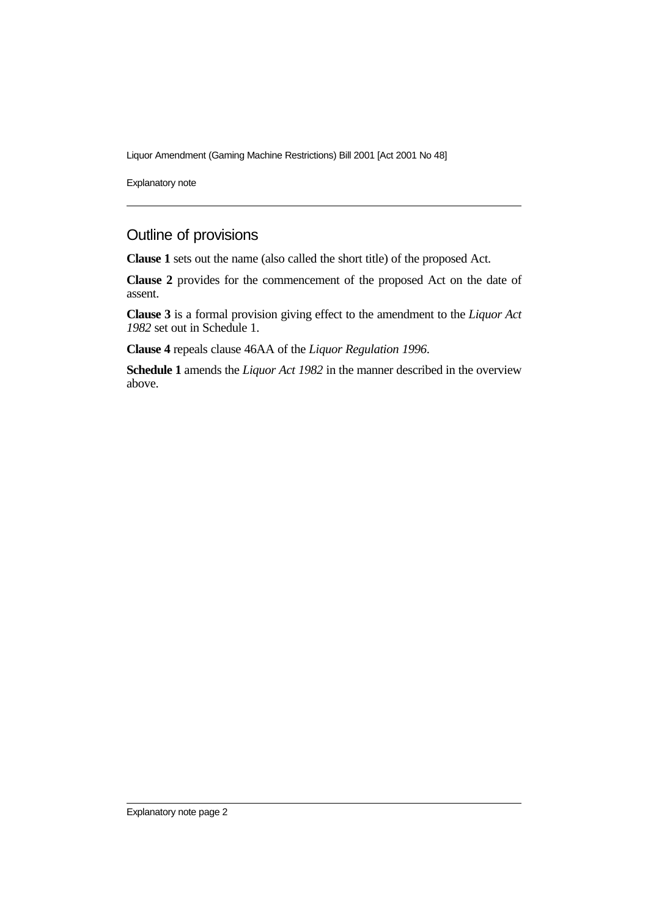## Outline of provisions

**Clause 1** sets out the name (also called the short title) of the proposed Act.

**Clause 2** provides for the commencement of the proposed Act on the date of assent.

**Clause 3** is a formal provision giving effect to the amendment to the *Liquor Act 1982* set out in Schedule 1.

**Clause 4** repeals clause 46AA of the *Liquor Regulation 1996*.

**Schedule 1** amends the *Liquor Act 1982* in the manner described in the overview above.